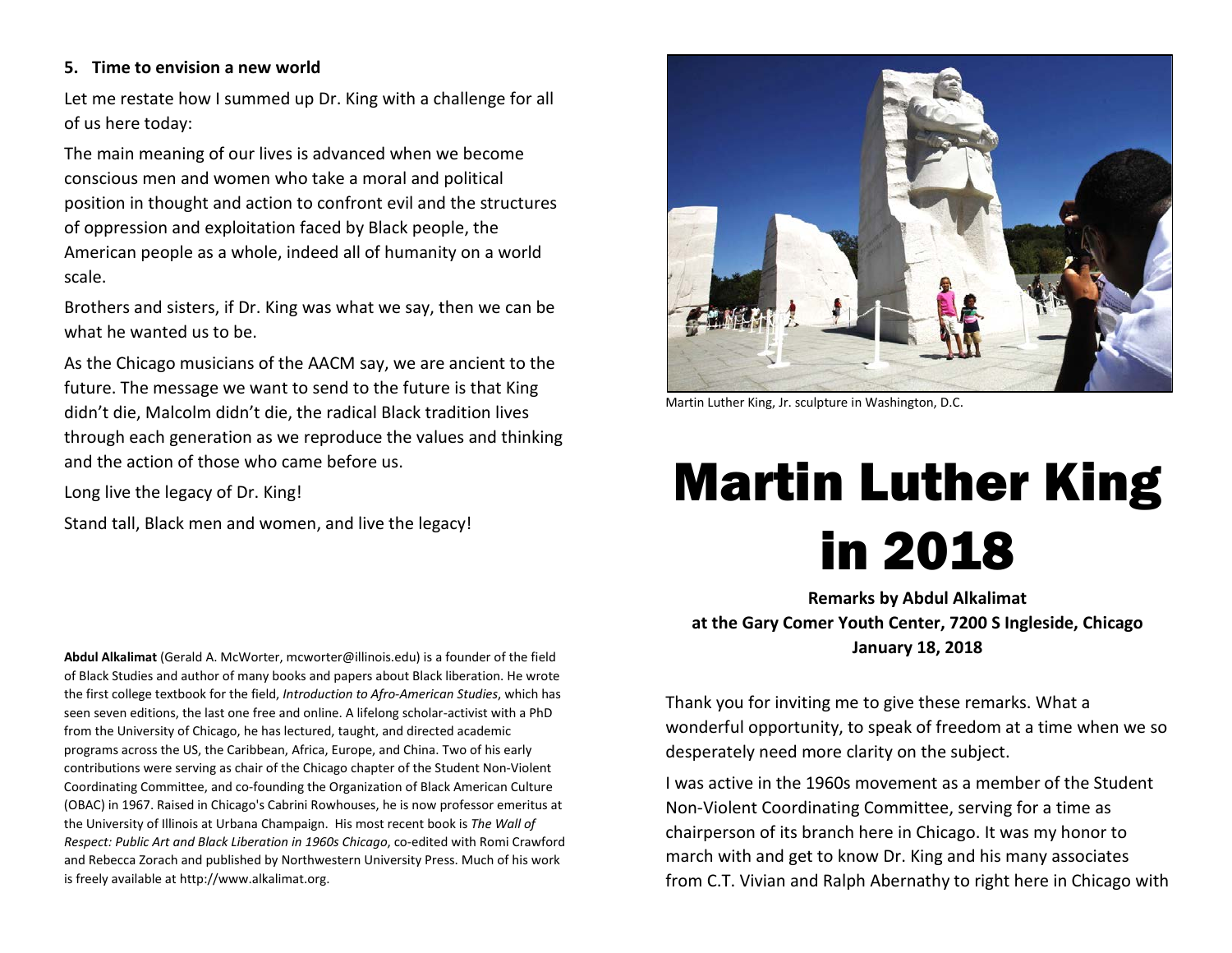**5. Time to envision a new world**

Let me restate how I summed up Dr. King with a challenge for all of us here today:

The main meaning of our lives is advanced when we become conscious men and women who take a moral and political position in thought and action to confront evil and the structures of oppression and exploitation faced by Black people, the American people as a whole, indeed all of humanity on a world scale.

Brothers and sisters, if Dr. King was what we say, then we can be what he wanted us to be.

As the Chicago musicians of the AACM say, we are ancient to the future. The message we want to send to the future is that King didn't die, Malcolm didn't die, the radical Black tradition lives through each generation as we reproduce the values and thinking and the action of those who came before us.

Long live the legacy of Dr. King!

Stand tall, Black men and women, and live the legacy!

**Abdul Alkalimat** (Gerald A. McWorter, mcworter@illinois.edu) is a founder of the field of Black Studies and author of many books and papers about Black liberation. He wrote the first college textbook for the field, *Introduction to Afro-American Studies*, which has seen seven editions, the last one free and online. A lifelong scholar-activist with a PhD from the University of Chicago, he has lectured, taught, and directed academic programs across the US, the Caribbean, Africa, Europe, and China. Two of his early contributions were serving as chair of the Chicago chapter of the Student Non-Violent Coordinating Committee, and co-founding the Organization of Black American Culture (OBAC) in 1967. Raised in Chicago's Cabrini Rowhouses, he is now professor emeritus at the University of Illinois at Urbana Champaign. His most recent book is *The Wall of Respect: Public Art and Black Liberation in 1960s Chicago*, co-edited with Romi Crawford and Rebecca Zorach and published by Northwestern University Press. Much of his work is freely available at http://www.alkalimat.org.

Martin Luther King, Jr. sculpture in Washington, D.C.

# Martin Luther King in 2018

**Remarks by Abdul Alkalimat**
**at the Gary Comer Youth Center, 7200 S Ingleside, Chicago**
**January 18, 2018**

Thank you for inviting me to give these remarks. What a wonderful opportunity, to speak of freedom at a time when we so desperately need more clarity on the subject.

I was active in the 1960s movement as a member of the Student Non-Violent Coordinating Committee, serving for a time as chairperson of its branch here in Chicago. It was my honor to march with and get to know Dr. King and his many associates from C.T. Vivian and Ralph Abernathy to right here in Chicago with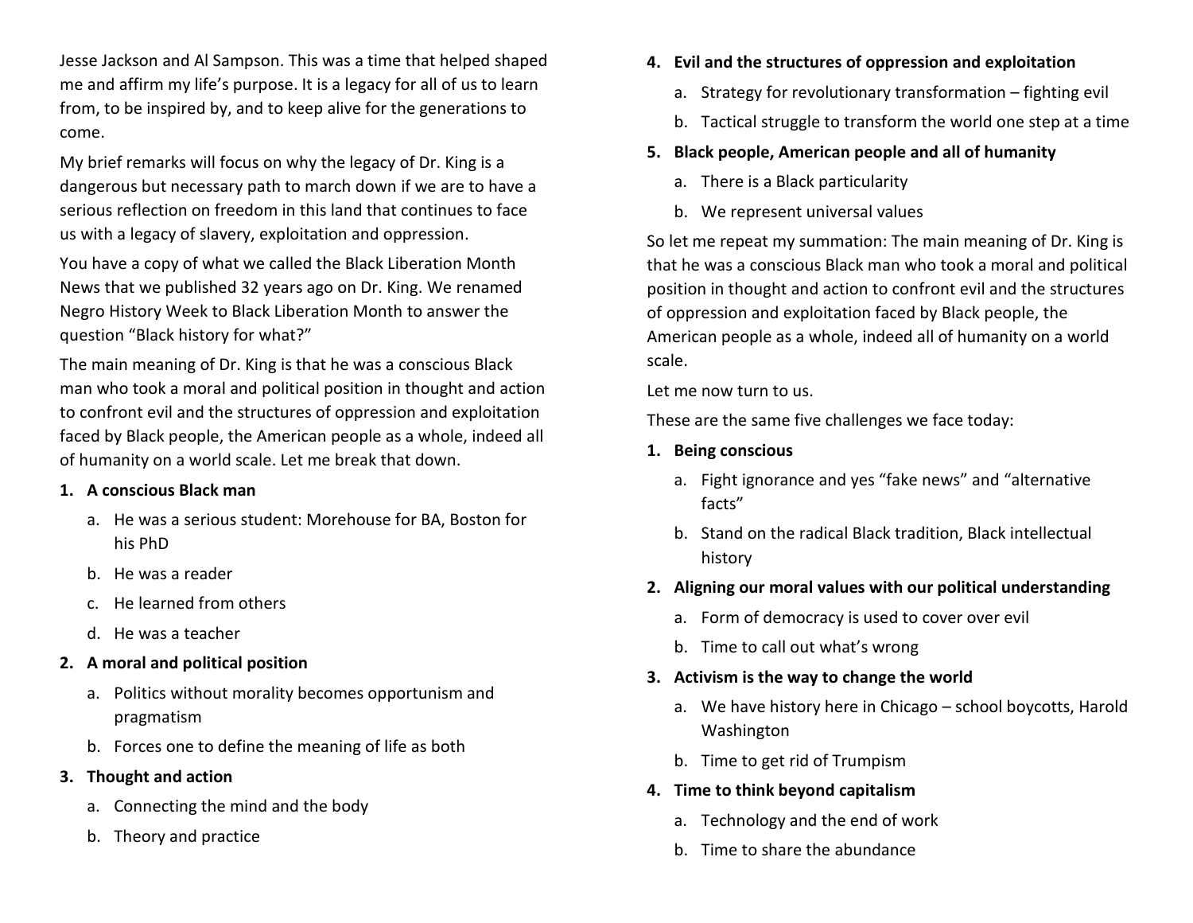Jesse Jackson and Al Sampson. This was a time that helped shaped me and affirm my life's purpose. It is a legacy for all of us to learn from, to be inspired by, and to keep alive for the generations to come.

My brief remarks will focus on why the legacy of Dr. King is a dangerous but necessary path to march down if we are to have a serious reflection on freedom in this land that continues to face us with a legacy of slavery, exploitation and oppression.

You have a copy of what we called the Black Liberation Month News that we published 32 years ago on Dr. King. We renamed Negro History Week to Black Liberation Month to answer the question "Black history for what?"

The main meaning of Dr. King is that he was a conscious Black man who took a moral and political position in thought and action to confront evil and the structures of oppression and exploitation faced by Black people, the American people as a whole, indeed all of humanity on a world scale. Let me break that down.

1. **A conscious Black man**
    a. He was a serious student: Morehouse for BA, Boston for his PhD
    b. He was a reader
    c. He learned from others
    d. He was a teacher
2. **A moral and political position**
    a. Politics without morality becomes opportunism and pragmatism
    b. Forces one to define the meaning of life as both
3. **Thought and action**
    a. Connecting the mind and the body
    b. Theory and practice
4. **Evil and the structures of oppression and exploitation**
    a. Strategy for revolutionary transformation – fighting evil
    b. Tactical struggle to transform the world one step at a time
5. **Black people, American people and all of humanity**
    a. There is a Black particularity
    b. We represent universal values

So let me repeat my summation: The main meaning of Dr. King is that he was a conscious Black man who took a moral and political position in thought and action to confront evil and the structures of oppression and exploitation faced by Black people, the American people as a whole, indeed all of humanity on a world scale.

Let me now turn to us.

These are the same five challenges we face today:

1. **Being conscious**
    a. Fight ignorance and yes "fake news" and "alternative facts"
    b. Stand on the radical Black tradition, Black intellectual history
2. **Aligning our moral values with our political understanding**
    a. Form of democracy is used to cover over evil
    b. Time to call out what's wrong
3. **Activism is the way to change the world**
    a. We have history here in Chicago – school boycotts, Harold Washington
    b. Time to get rid of Trumpism
4. **Time to think beyond capitalism**
    a. Technology and the end of work
    b. Time to share the abundance